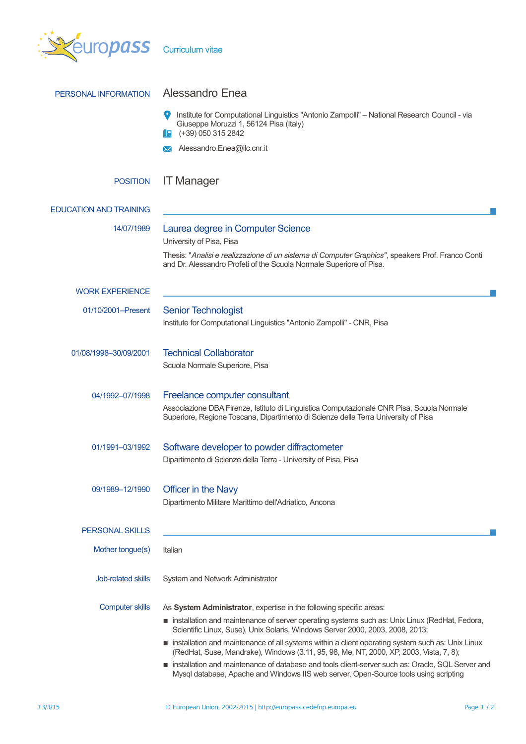europass Curriculum vitae

## PERSONAL INFORMATION

# Alessandro Enea

Institute for Computational Linguistics "Antonio Zampolli" – National Research Council - via Giuseppe Moruzzi 1, 56124 Pisa (Italy)

(+39) 050 315 2842

Alessandro.Enea@ilc.cnr.it

## POSITION

IT Manager

## EDUCATION AND TRAINING

**14/07/1989**

### Laurea degree in Computer Science

University of Pisa, Pisa

Thesis: "*Analisi e realizzazione di un sistema di Computer Graphics*", speakers Prof. Franco Conti and Dr. Alessandro Profeti of the Scuola Normale Superiore of Pisa.

## WORK EXPERIENCE

**01/10/2001–Present**

### Senior Technologist

Institute for Computational Linguistics "Antonio Zampolli" - CNR, Pisa

**01/08/1998–30/09/2001**

### Technical Collaborator

Scuola Normale Superiore, Pisa

**04/1992–07/1998**

### Freelance computer consultant

Associazione DBA Firenze, Istituto di Linguistica Computazionale CNR Pisa, Scuola Normale Superiore, Regione Toscana, Dipartimento di Scienze della Terra University of Pisa

**01/1991–03/1992**

### Software developer to powder diffractometer

Dipartimento di Scienze della Terra - University of Pisa, Pisa

**09/1989–12/1990**

### Officer in the Navy

Dipartimento Militare Marittimo dell'Adriatico, Ancona

## PERSONAL SKILLS

**Mother tongue(s)**

Italian

**Job-related skills**

System and Network Administrator

**Computer skills**

As **System Administrator**, expertise in the following specific areas:

- installation and maintenance of server operating systems such as: Unix Linux (RedHat, Fedora, Scientific Linux, Suse), Unix Solaris, Windows Server 2000, 2003, 2008, 2013;
- installation and maintenance of all systems within a client operating system such as: Unix Linux (RedHat, Suse, Mandrake), Windows (3.11, 95, 98, Me, NT, 2000, XP, 2003, Vista, 7, 8);
- installation and maintenance of database and tools client-server such as: Oracle, SQL Server and Mysql database, Apache and Windows IIS web server, Open-Source tools using scripting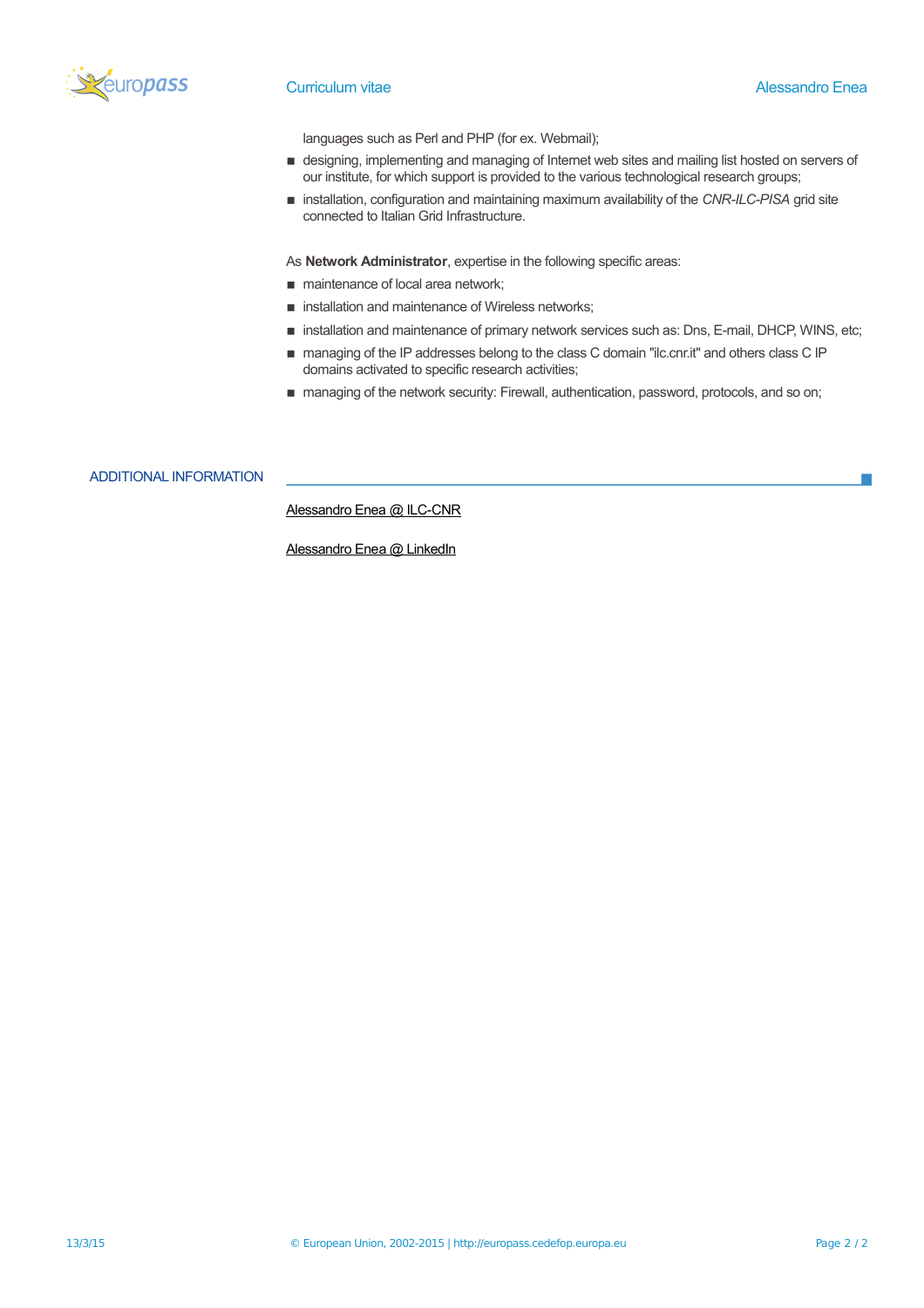languages such as Perl and PHP (for ex. Webmail);

- designing, implementing and managing of Internet web sites and mailing list hosted on servers of our institute, for which support is provided to the various technological research groups;
- installation, configuration and maintaining maximum availability of the *CNR-ILC-PISA* grid site connected to Italian Grid Infrastructure.

As **Network Administrator**, expertise in the following specific areas:

- maintenance of local area network;
- installation and maintenance of Wireless networks;
- installation and maintenance of primary network services such as: Dns, E-mail, DHCP, WINS, etc;
- managing of the IP addresses belong to the class C domain "ilc.cnr.it" and others class C IP domains activated to specific research activities;
- managing of the network security: Firewall, authentication, password, protocols, and so on;

## ADDITIONAL INFORMATION

Alessandro Enea @ ILC-CNR

Alessandro Enea @ LinkedIn